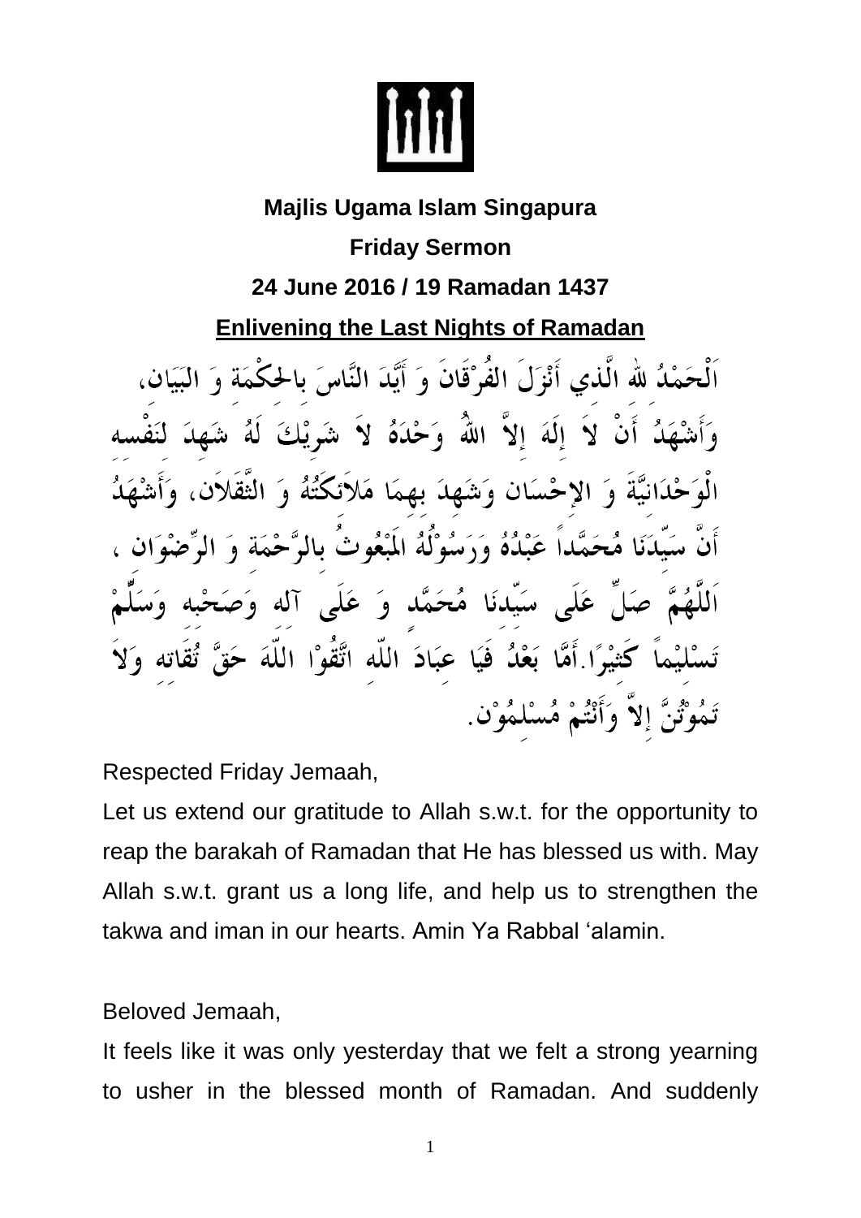**Majlis Ugama Islam Singapura**

**Friday Sermon**

**24 June 2016 / 19 Ramadan 1437**

**Enlivening the Last Nights of Ramadan**

اَلْحَمْدُ للهِ الَّذِي أَنْزَلَ الفُرْقَانَ وَ أَيَّدَ النَّاسَ بِالحِكْمَةِ وَ البَيَانِ، وَأَشْهَدُ أَنْ لاَ إِلَهَ إِلاَّ اللهُ وَحْدَهُ لاَ شَرِيْكَ لَهُ شَهِدَ لِنَفْسِهِ الْوَحْدَانِيَّةَ وَ الإِحْسَانِ وَشَهِدَ بِهِمَا مَلاَئِكَتُهُ وَ الثَّقَلاَنِ، وَأَشْهَدُ أَنَّ سَيِّدَنَا مُحَمَّداً عَبْدُهُ وَرَسُوْلُهُ المَبْعُوثُ بِالرَّحْمَةِ وَ الرِّضْوَانِ ، اَللَّهُمَّ صَلِّ عَلَى سَيِّدِنَا مُحَمَّدٍ وَ عَلَى آلِهِ وَصَحْبِهِ وَسَلِّمْ تَسْلِيْماً كَثِيْرًا.أَمَّا بَعْدُ فَيَا عِبَادَ اللَّهِ اتَّقُوْا اللَّهَ حَقَّ تُقَاتِهِ وَلاَ تَمُوْتُنَّ إِلاَّ وَأَنْتُمْ مُسْلِمُوْنَ.

Respected Friday Jemaah,

Let us extend our gratitude to Allah s.w.t. for the opportunity to reap the barakah of Ramadan that He has blessed us with. May Allah s.w.t. grant us a long life, and help us to strengthen the takwa and iman in our hearts. Amin Ya Rabbal 'alamin.

Beloved Jemaah,

It feels like it was only yesterday that we felt a strong yearning to usher in the blessed month of Ramadan. And suddenly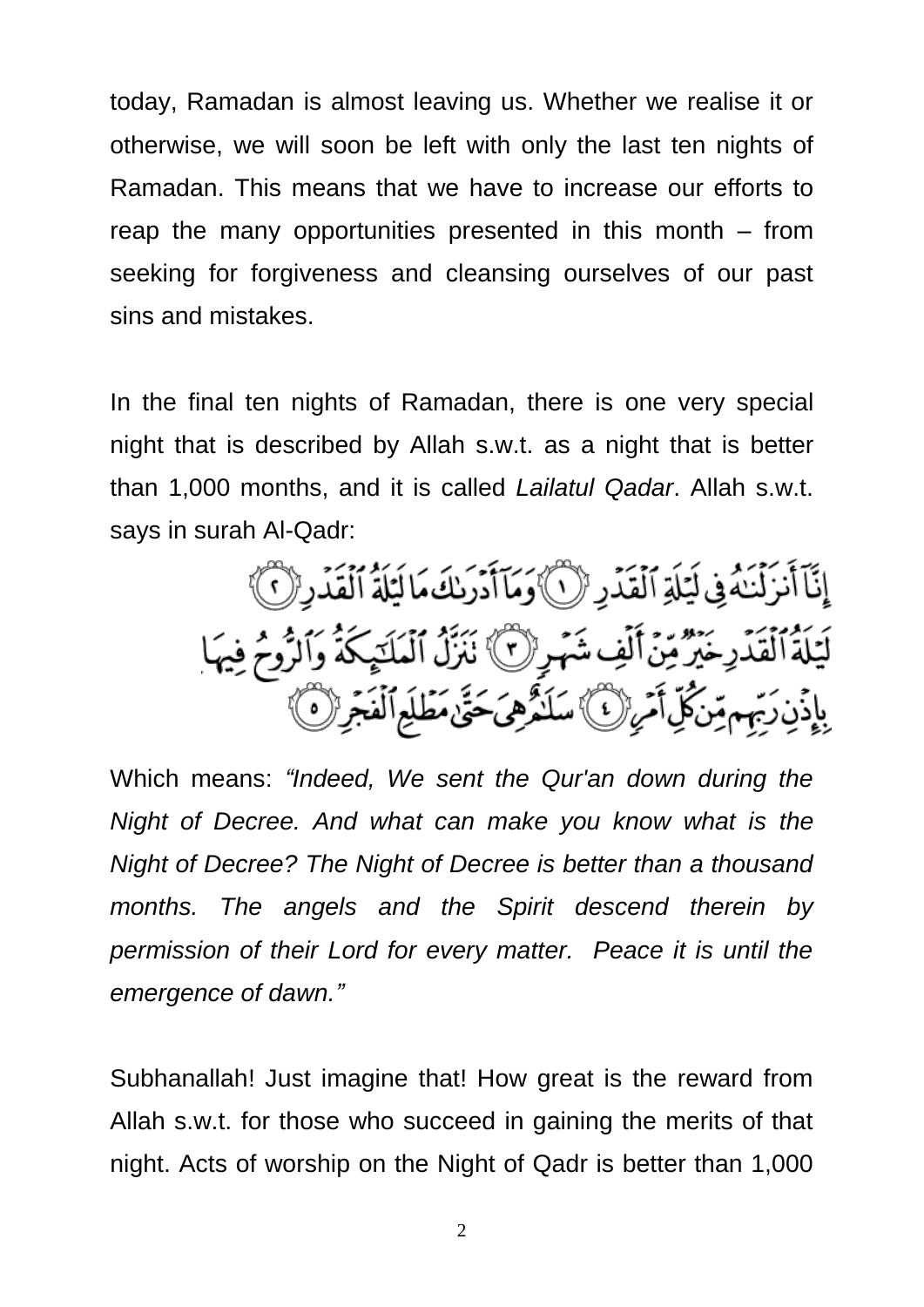today, Ramadan is almost leaving us. Whether we realise it or otherwise, we will soon be left with only the last ten nights of Ramadan. This means that we have to increase our efforts to reap the many opportunities presented in this month – from seeking for forgiveness and cleansing ourselves of our past sins and mistakes.

In the final ten nights of Ramadan, there is one very special night that is described by Allah s.w.t. as a night that is better than 1,000 months, and it is called *Lailatul Qadar*. Allah s.w.t. says in surah Al-Qadr:

إِنَّآ أَنزَلْنَٰهُ فِى لَيْلَةِ ٱلْقَدْرِ ﴿١﴾ وَمَآ أَدْرَىٰكَ مَا لَيْلَةُ ٱلْقَدْرِ ﴿٢﴾ لَيْلَةُ ٱلْقَدْرِ خَيْرٌ مِّنْ أَلْفِ شَهْرٍ ﴿٣﴾ تَنَزَّلُ ٱلْمَلَٰٓئِكَةُ وَٱلرُّوحُ فِيهَا بِإِذْنِ رَبِّهِم مِّن كُلِّ أَمْرٍ ﴿٤﴾ سَلَٰمٌ هِىَ حَتَّىٰ مَطْلَعِ ٱلْفَجْرِ ﴿٥﴾

Which means: *"Indeed, We sent the Qur'an down during the Night of Decree. And what can make you know what is the Night of Decree? The Night of Decree is better than a thousand months. The angels and the Spirit descend therein by permission of their Lord for every matter. Peace it is until the emergence of dawn."*

Subhanallah! Just imagine that! How great is the reward from Allah s.w.t. for those who succeed in gaining the merits of that night. Acts of worship on the Night of Qadr is better than 1,000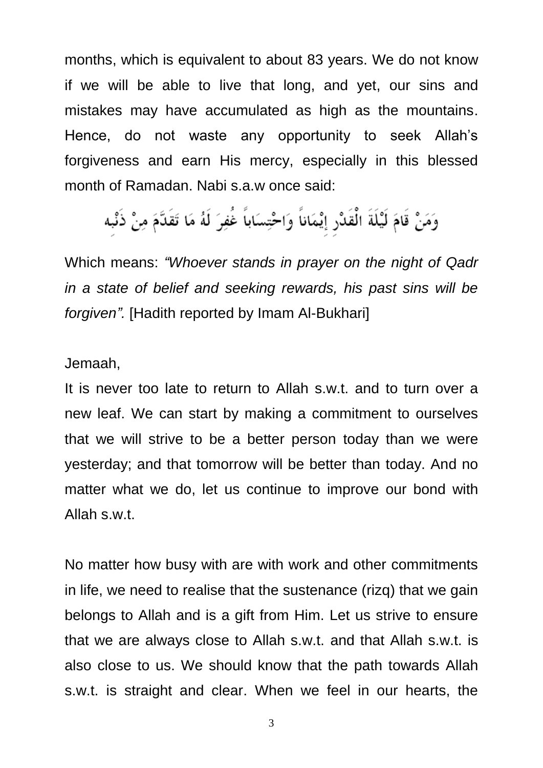months, which is equivalent to about 83 years. We do not know if we will be able to live that long, and yet, our sins and mistakes may have accumulated as high as the mountains. Hence, do not waste any opportunity to seek Allah's forgiveness and earn His mercy, especially in this blessed month of Ramadan. Nabi s.a.w once said:

وَمَنْ قَامَ لَيْلَةَ الْقَدْرِ إِيْمَاناً وَاحْتِسَاباً غُفِرَ لَهُ مَا تَقَدَّمَ مِنْ ذَنْبِه

Which means: *"Whoever stands in prayer on the night of Qadr in a state of belief and seeking rewards, his past sins will be forgiven".* [Hadith reported by Imam Al-Bukhari]

Jemaah,

It is never too late to return to Allah s.w.t. and to turn over a new leaf. We can start by making a commitment to ourselves that we will strive to be a better person today than we were yesterday; and that tomorrow will be better than today. And no matter what we do, let us continue to improve our bond with Allah s.w.t.

No matter how busy with are with work and other commitments in life, we need to realise that the sustenance (rizq) that we gain belongs to Allah and is a gift from Him. Let us strive to ensure that we are always close to Allah s.w.t. and that Allah s.w.t. is also close to us. We should know that the path towards Allah s.w.t. is straight and clear. When we feel in our hearts, the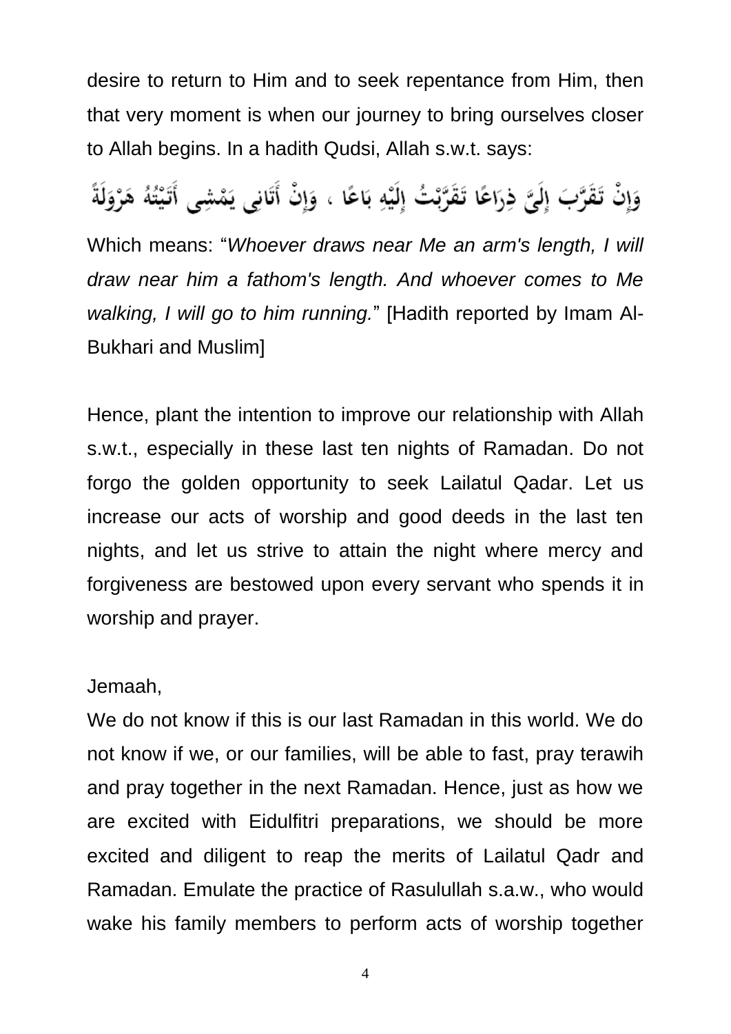desire to return to Him and to seek repentance from Him, then that very moment is when our journey to bring ourselves closer to Allah begins. In a hadith Qudsi, Allah s.w.t. says:

وَإِنْ تَقَرَّبَ إِلَيَّ ذِرَاعًا تَقَرَّبْتُ إِلَيْهِ بَاعًا ، وَإِنْ أَتَانِي يَمْشِي أَتَيْتُهُ هَرْوَلَةً

Which means: "*Whoever draws near Me an arm's length, I will draw near him a fathom's length. And whoever comes to Me walking, I will go to him running.*" [Hadith reported by Imam Al-Bukhari and Muslim]

Hence, plant the intention to improve our relationship with Allah s.w.t., especially in these last ten nights of Ramadan. Do not forgo the golden opportunity to seek Lailatul Qadar. Let us increase our acts of worship and good deeds in the last ten nights, and let us strive to attain the night where mercy and forgiveness are bestowed upon every servant who spends it in worship and prayer.

Jemaah,

We do not know if this is our last Ramadan in this world. We do not know if we, or our families, will be able to fast, pray terawih and pray together in the next Ramadan. Hence, just as how we are excited with Eidulfitri preparations, we should be more excited and diligent to reap the merits of Lailatul Qadr and Ramadan. Emulate the practice of Rasulullah s.a.w., who would wake his family members to perform acts of worship together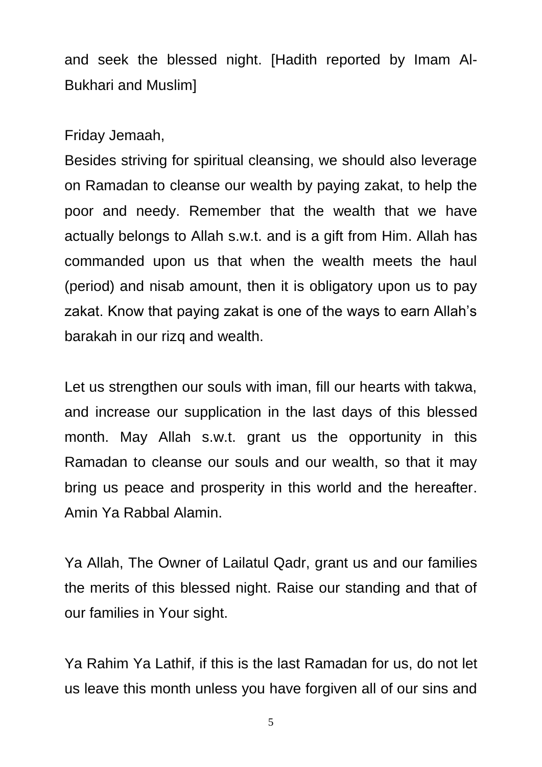and seek the blessed night. [Hadith reported by Imam Al-Bukhari and Muslim]

Friday Jemaah,

Besides striving for spiritual cleansing, we should also leverage on Ramadan to cleanse our wealth by paying zakat, to help the poor and needy. Remember that the wealth that we have actually belongs to Allah s.w.t. and is a gift from Him. Allah has commanded upon us that when the wealth meets the haul (period) and nisab amount, then it is obligatory upon us to pay zakat. Know that paying zakat is one of the ways to earn Allah's barakah in our rizq and wealth.

Let us strengthen our souls with iman, fill our hearts with takwa, and increase our supplication in the last days of this blessed month. May Allah s.w.t. grant us the opportunity in this Ramadan to cleanse our souls and our wealth, so that it may bring us peace and prosperity in this world and the hereafter. Amin Ya Rabbal Alamin.

Ya Allah, The Owner of Lailatul Qadr, grant us and our families the merits of this blessed night. Raise our standing and that of our families in Your sight.

Ya Rahim Ya Lathif, if this is the last Ramadan for us, do not let us leave this month unless you have forgiven all of our sins and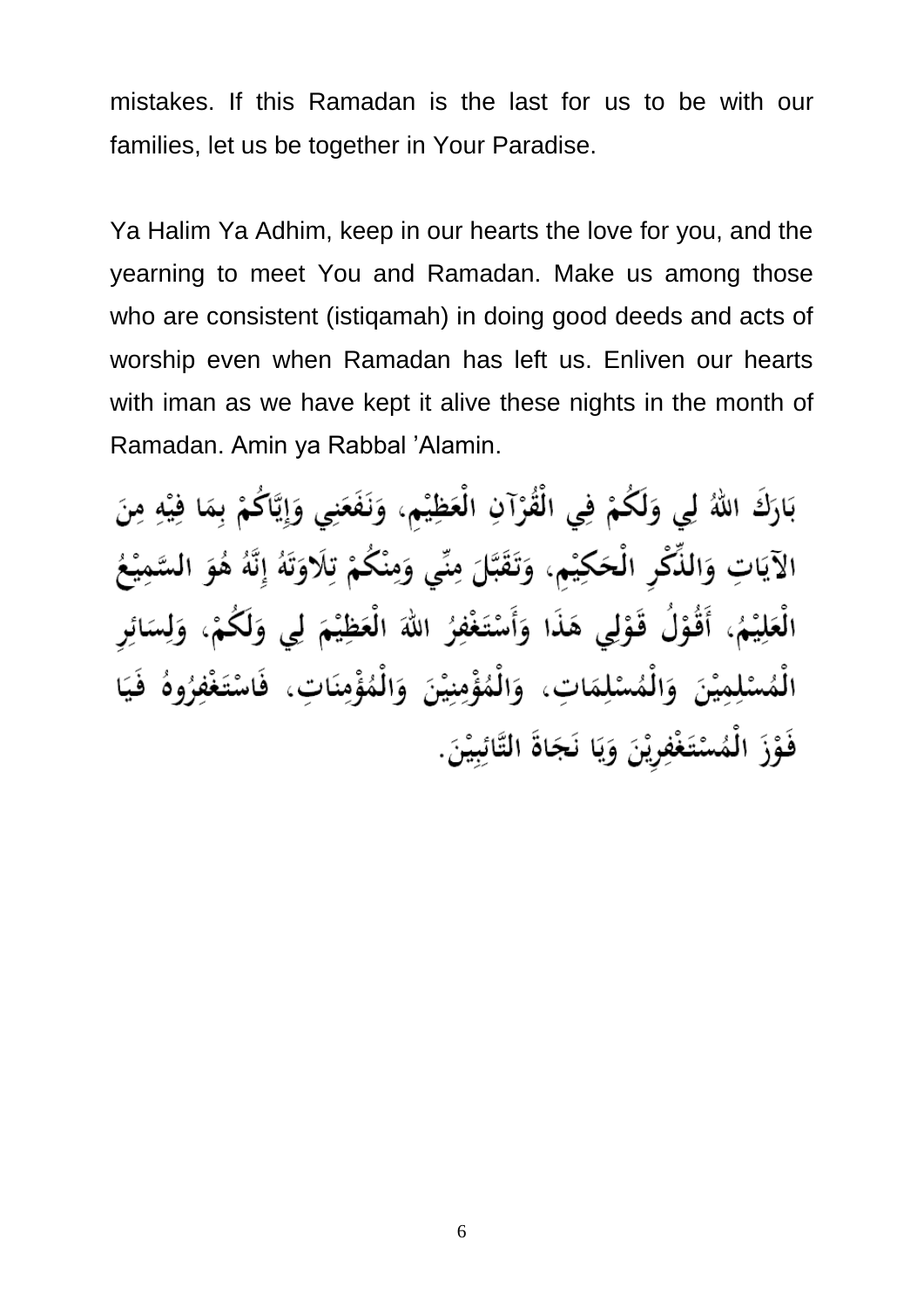mistakes. If this Ramadan is the last for us to be with our families, let us be together in Your Paradise.

Ya Halim Ya Adhim, keep in our hearts the love for you, and the yearning to meet You and Ramadan. Make us among those who are consistent (istiqamah) in doing good deeds and acts of worship even when Ramadan has left us. Enliven our hearts with iman as we have kept it alive these nights in the month of Ramadan. Amin ya Rabbal 'Alamin.

بَارَكَ اللهُ لِي وَلَكُمْ فِي الْقُرْآنِ الْعَظِيْمِ، وَنَفَعَنِي وَإِيَّاكُمْ بِمَا فِيْهِ مِنَ الآيَاتِ وَالذِّكْرِ الْحَكِيْمِ، وَتَقَبَّلَ مِنِّي وَمِنْكُمْ تِلَاوَتَهُ إِنَّهُ هُوَ السَّمِيْعُ الْعَلِيْمُ، أَقُوْلُ قَوْلِي هَذَا وَأَسْتَغْفِرُ اللهَ الْعَظِيْمَ لِي وَلَكُمْ، وَلِسَائِرِ الْمُسْلِمِيْنَ وَالْمُسْلِمَاتِ، وَالْمُؤْمِنِيْنَ وَالْمُؤْمِنَاتِ، فَاسْتَغْفِرُوهُ فَيَا فَوْزَ الْمُسْتَغْفِرِيْنَ وَيَا نَجَاةَ التَّائِبِيْنَ.